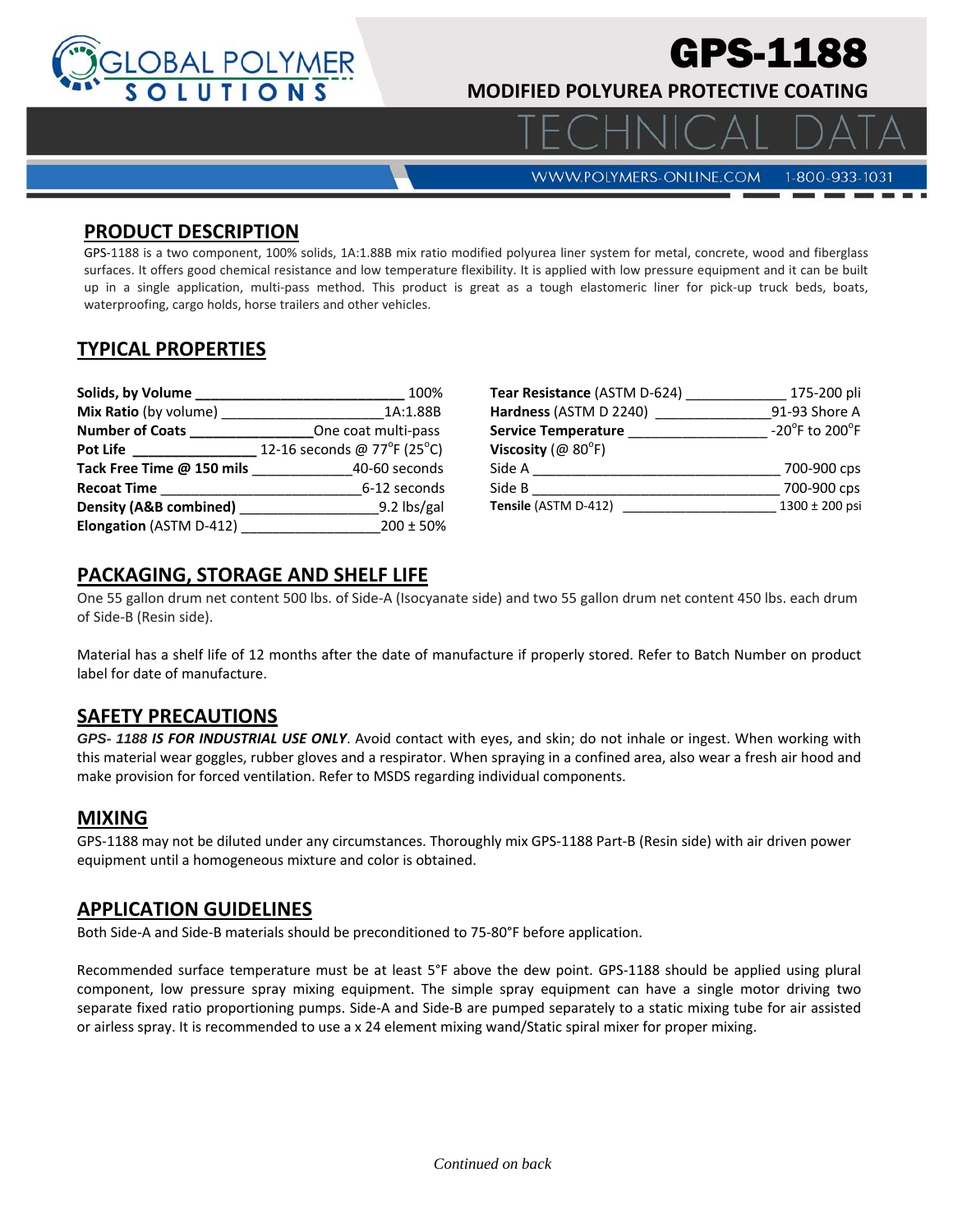# GPS-1188

## MODIFIED POLYUREA PROTECTIVE COATING

TECHNICAL DATA

WWW.POLYMERS-ONLINE.COM 1-800-933-1031

## PRODUCT DESCRIPTION

GPS-1188 is a two component, 100% solids, 1A:1.88B mix ratio modified polyurea liner system for metal, concrete, wood and fiberglass surfaces. It offers good chemical resistance and low temperature flexibility. It is applied with low pressure equipment and it can be built up in a single application, multi-pass method. This product is great as a tough elastomeric liner for pick-up truck beds, boats, waterproofing, cargo holds, horse trailers and other vehicles.

## TYPICAL PROPERTIES

| Property | Value |
|---|---|
| **Solids, by Volume** | 100% |
| **Mix Ratio** (by volume) | 1A:1.88B |
| **Number of Coats** | One coat multi-pass |
| **Pot Life** | 12-16 seconds @ 77°F (25°C) |
| **Tack Free Time @ 150 mils** | 40-60 seconds |
| **Recoat Time** | 6-12 seconds |
| **Density (A&B combined)** | 9.2 lbs/gal |
| **Elongation** (ASTM D-412) | 200 ± 50% |
| **Tear Resistance** (ASTM D-624) | 175-200 pli |
| **Hardness** (ASTM D 2240) | 91-93 Shore A |
| **Service Temperature** | -20°F to 200°F |
| **Viscosity** (@ 80°F) | |
| Side A | 700-900 cps |
| Side B | 700-900 cps |
| **Tensile** (ASTM D-412) | 1300 ± 200 psi |

## PACKAGING, STORAGE AND SHELF LIFE

One 55 gallon drum net content 500 lbs. of Side-A (Isocyanate side) and two 55 gallon drum net content 450 lbs. each drum of Side-B (Resin side).

Material has a shelf life of 12 months after the date of manufacture if properly stored. Refer to Batch Number on product label for date of manufacture.

## SAFETY PRECAUTIONS

***GPS- 1188 IS FOR INDUSTRIAL USE ONLY***. Avoid contact with eyes, and skin; do not inhale or ingest. When working with this material wear goggles, rubber gloves and a respirator. When spraying in a confined area, also wear a fresh air hood and make provision for forced ventilation. Refer to MSDS regarding individual components.

## MIXING

GPS-1188 may not be diluted under any circumstances. Thoroughly mix GPS-1188 Part-B (Resin side) with air driven power equipment until a homogeneous mixture and color is obtained.

## APPLICATION GUIDELINES

Both Side-A and Side-B materials should be preconditioned to 75-80°F before application.

Recommended surface temperature must be at least 5°F above the dew point. GPS-1188 should be applied using plural component, low pressure spray mixing equipment. The simple spray equipment can have a single motor driving two separate fixed ratio proportioning pumps. Side-A and Side-B are pumped separately to a static mixing tube for air assisted or airless spray. It is recommended to use a x 24 element mixing wand/Static spiral mixer for proper mixing.

*Continued on back*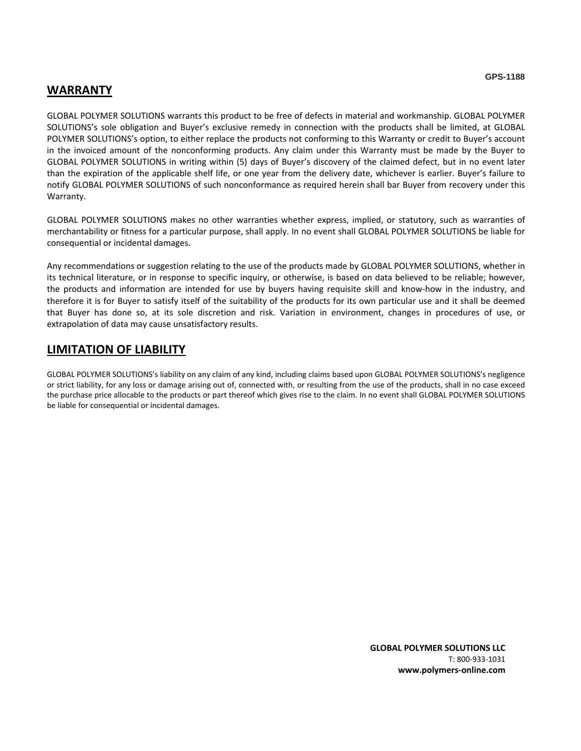GPS-1188

## WARRANTY

GLOBAL POLYMER SOLUTIONS warrants this product to be free of defects in material and workmanship. GLOBAL POLYMER SOLUTIONS's sole obligation and Buyer's exclusive remedy in connection with the products shall be limited, at GLOBAL POLYMER SOLUTIONS's option, to either replace the products not conforming to this Warranty or credit to Buyer's account in the invoiced amount of the nonconforming products. Any claim under this Warranty must be made by the Buyer to GLOBAL POLYMER SOLUTIONS in writing within (5) days of Buyer's discovery of the claimed defect, but in no event later than the expiration of the applicable shelf life, or one year from the delivery date, whichever is earlier. Buyer's failure to notify GLOBAL POLYMER SOLUTIONS of such nonconformance as required herein shall bar Buyer from recovery under this Warranty.

GLOBAL POLYMER SOLUTIONS makes no other warranties whether express, implied, or statutory, such as warranties of merchantability or fitness for a particular purpose, shall apply. In no event shall GLOBAL POLYMER SOLUTIONS be liable for consequential or incidental damages.

Any recommendations or suggestion relating to the use of the products made by GLOBAL POLYMER SOLUTIONS, whether in its technical literature, or in response to specific inquiry, or otherwise, is based on data believed to be reliable; however, the products and information are intended for use by buyers having requisite skill and know-how in the industry, and therefore it is for Buyer to satisfy itself of the suitability of the products for its own particular use and it shall be deemed that Buyer has done so, at its sole discretion and risk. Variation in environment, changes in procedures of use, or extrapolation of data may cause unsatisfactory results.

## LIMITATION OF LIABILITY

GLOBAL POLYMER SOLUTIONS's liability on any claim of any kind, including claims based upon GLOBAL POLYMER SOLUTIONS's negligence or strict liability, for any loss or damage arising out of, connected with, or resulting from the use of the products, shall in no case exceed the purchase price allocable to the products or part thereof which gives rise to the claim. In no event shall GLOBAL POLYMER SOLUTIONS be liable for consequential or incidental damages.

**GLOBAL POLYMER SOLUTIONS LLC**
T: 800-933-1031
**www.polymers-online.com**